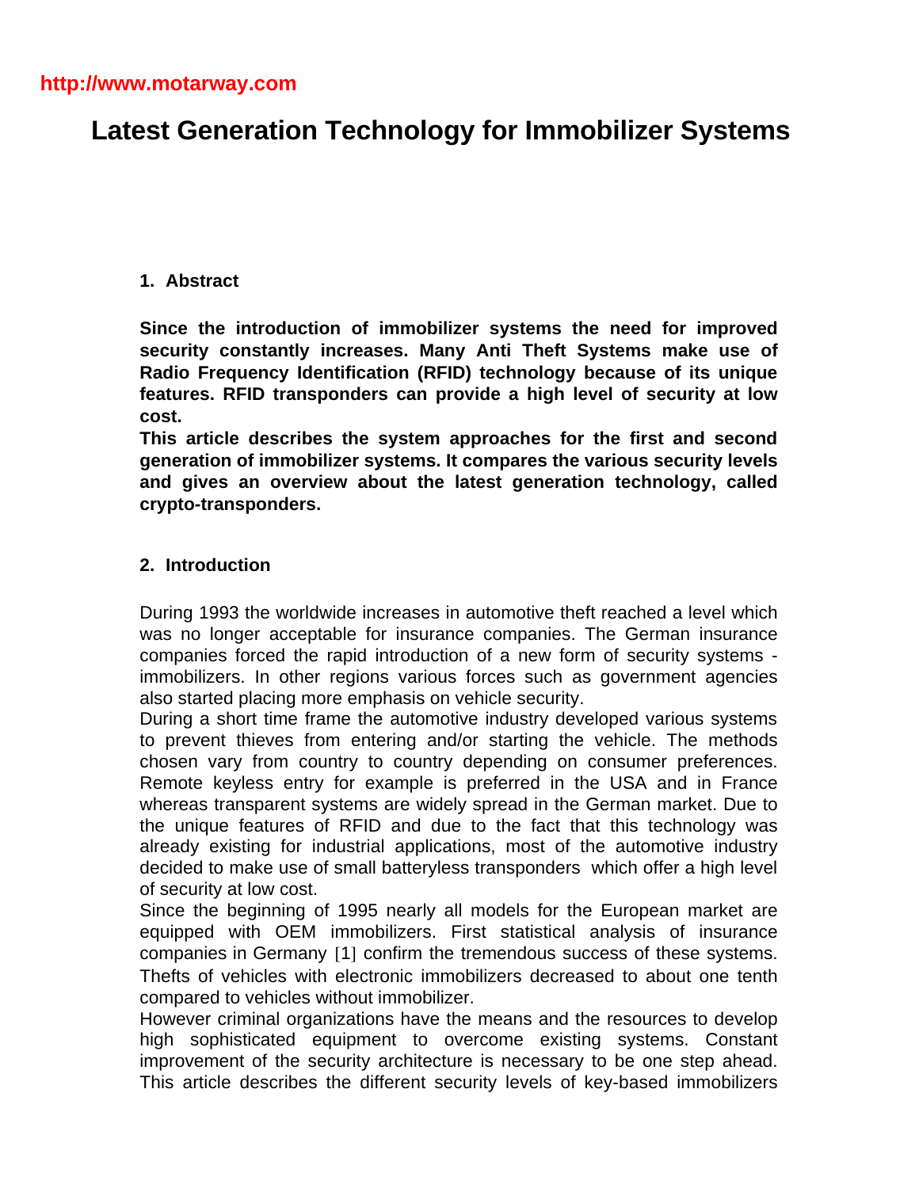http://www.motarway.com

# Latest Generation Technology for Immobilizer Systems

## 1. Abstract

**Since the introduction of immobilizer systems the need for improved security constantly increases. Many Anti Theft Systems make use of Radio Frequency Identification (RFID) technology because of its unique features. RFID transponders can provide a high level of security at low cost.**
**This article describes the system approaches for the first and second generation of immobilizer systems. It compares the various security levels and gives an overview about the latest generation technology, called crypto-transponders.**

## 2. Introduction

During 1993 the worldwide increases in automotive theft reached a level which was no longer acceptable for insurance companies. The German insurance companies forced the rapid introduction of a new form of security systems - immobilizers. In other regions various forces such as government agencies also started placing more emphasis on vehicle security.
During a short time frame the automotive industry developed various systems to prevent thieves from entering and/or starting the vehicle. The methods chosen vary from country to country depending on consumer preferences. Remote keyless entry for example is preferred in the USA and in France whereas transparent systems are widely spread in the German market. Due to the unique features of RFID and due to the fact that this technology was already existing for industrial applications, most of the automotive industry decided to make use of small batteryless transponders which offer a high level of security at low cost.
Since the beginning of 1995 nearly all models for the European market are equipped with OEM immobilizers. First statistical analysis of insurance companies in Germany [1] confirm the tremendous success of these systems. Thefts of vehicles with electronic immobilizers decreased to about one tenth compared to vehicles without immobilizer.
However criminal organizations have the means and the resources to develop high sophisticated equipment to overcome existing systems. Constant improvement of the security architecture is necessary to be one step ahead. This article describes the different security levels of key-based immobilizers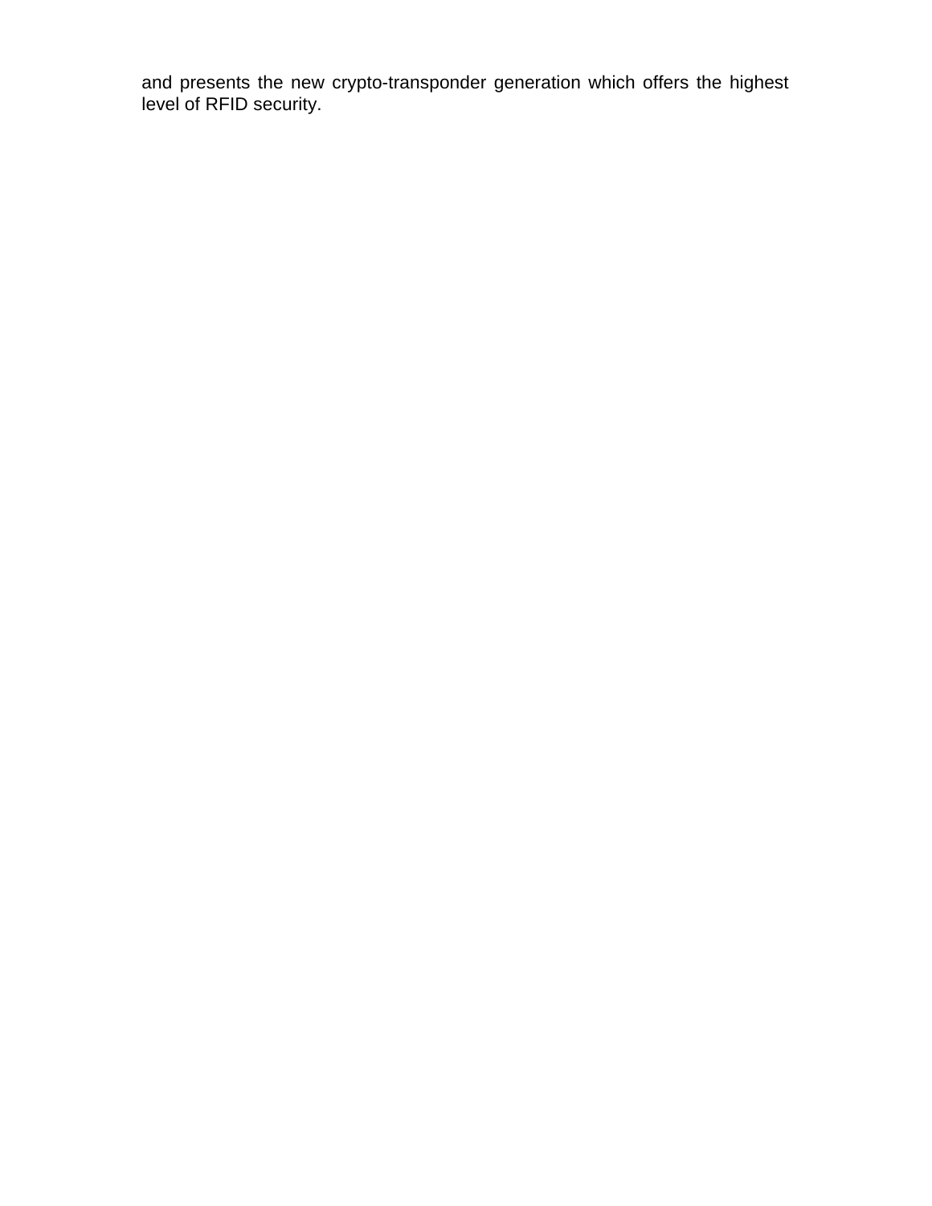and presents the new crypto-transponder generation which offers the highest level of RFID security.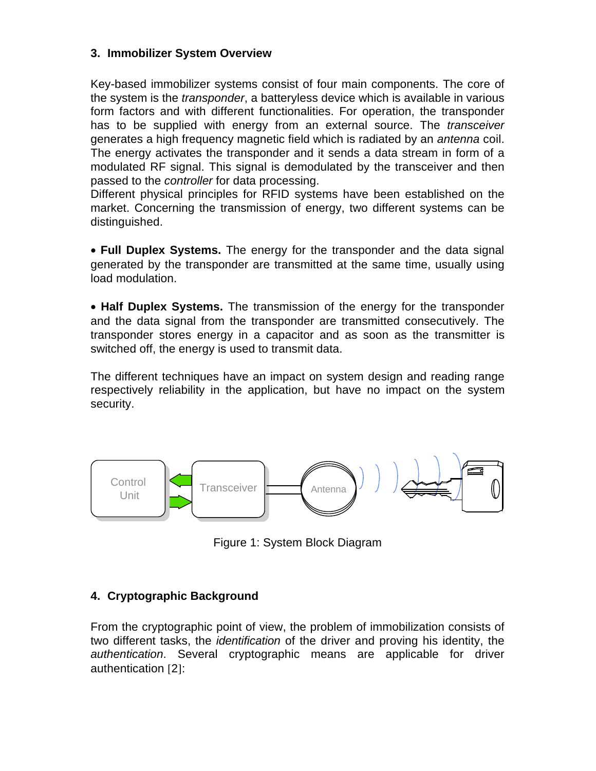## 3. Immobilizer System Overview

Key-based immobilizer systems consist of four main components. The core of the system is the *transponder*, a batteryless device which is available in various form factors and with different functionalities. For operation, the transponder has to be supplied with energy from an external source. The *transceiver* generates a high frequency magnetic field which is radiated by an *antenna* coil. The energy activates the transponder and it sends a data stream in form of a modulated RF signal. This signal is demodulated by the transceiver and then passed to the *controller* for data processing.
Different physical principles for RFID systems have been established on the market. Concerning the transmission of energy, two different systems can be distinguished.

- **Full Duplex Systems.** The energy for the transponder and the data signal generated by the transponder are transmitted at the same time, usually using load modulation.

- **Half Duplex Systems.** The transmission of the energy for the transponder and the data signal from the transponder are transmitted consecutively. The transponder stores energy in a capacitor and as soon as the transmitter is switched off, the energy is used to transmit data.

The different techniques have an impact on system design and reading range respectively reliability in the application, but have no impact on the system security.

Control Unit | Transceiver | Antenna

Figure 1: System Block Diagram

## 4. Cryptographic Background

From the cryptographic point of view, the problem of immobilization consists of two different tasks, the *identification* of the driver and proving his identity, the *authentication*. Several cryptographic means are applicable for driver authentication [2]: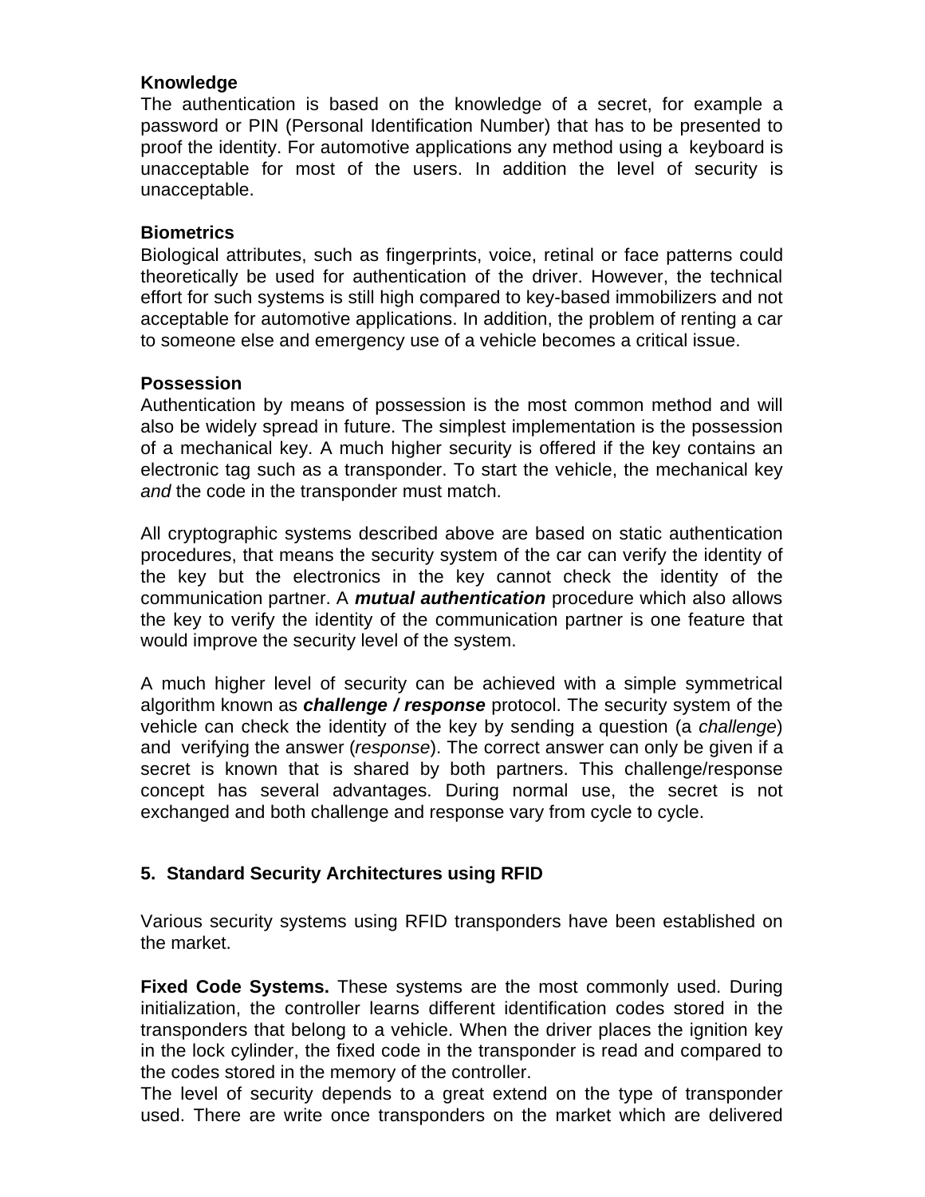**Knowledge**
The authentication is based on the knowledge of a secret, for example a password or PIN (Personal Identification Number) that has to be presented to proof the identity. For automotive applications any method using a keyboard is unacceptable for most of the users. In addition the level of security is unacceptable.

**Biometrics**
Biological attributes, such as fingerprints, voice, retinal or face patterns could theoretically be used for authentication of the driver. However, the technical effort for such systems is still high compared to key-based immobilizers and not acceptable for automotive applications. In addition, the problem of renting a car to someone else and emergency use of a vehicle becomes a critical issue.

**Possession**
Authentication by means of possession is the most common method and will also be widely spread in future. The simplest implementation is the possession of a mechanical key. A much higher security is offered if the key contains an electronic tag such as a transponder. To start the vehicle, the mechanical key *and* the code in the transponder must match.

All cryptographic systems described above are based on static authentication procedures, that means the security system of the car can verify the identity of the key but the electronics in the key cannot check the identity of the communication partner. A ***mutual authentication*** procedure which also allows the key to verify the identity of the communication partner is one feature that would improve the security level of the system.

A much higher level of security can be achieved with a simple symmetrical algorithm known as ***challenge / response*** protocol. The security system of the vehicle can check the identity of the key by sending a question (a *challenge*) and verifying the answer (*response*). The correct answer can only be given if a secret is known that is shared by both partners. This challenge/response concept has several advantages. During normal use, the secret is not exchanged and both challenge and response vary from cycle to cycle.

## 5. Standard Security Architectures using RFID

Various security systems using RFID transponders have been established on the market.

**Fixed Code Systems.** These systems are the most commonly used. During initialization, the controller learns different identification codes stored in the transponders that belong to a vehicle. When the driver places the ignition key in the lock cylinder, the fixed code in the transponder is read and compared to the codes stored in the memory of the controller.
The level of security depends to a great extend on the type of transponder used. There are write once transponders on the market which are delivered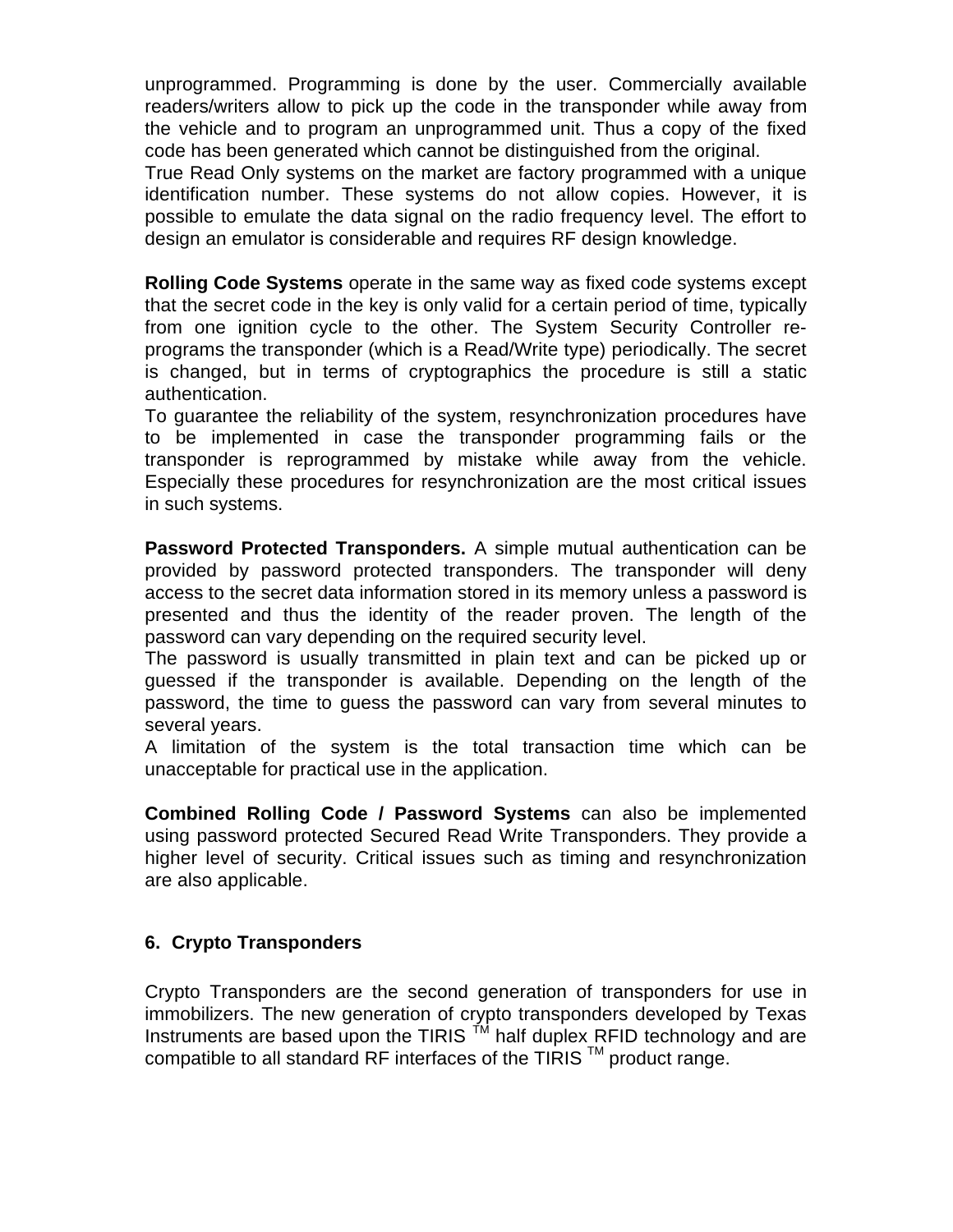unprogrammed. Programming is done by the user. Commercially available readers/writers allow to pick up the code in the transponder while away from the vehicle and to program an unprogrammed unit. Thus a copy of the fixed code has been generated which cannot be distinguished from the original.
True Read Only systems on the market are factory programmed with a unique identification number. These systems do not allow copies. However, it is possible to emulate the data signal on the radio frequency level. The effort to design an emulator is considerable and requires RF design knowledge.

**Rolling Code Systems** operate in the same way as fixed code systems except that the secret code in the key is only valid for a certain period of time, typically from one ignition cycle to the other. The System Security Controller re-programs the transponder (which is a Read/Write type) periodically. The secret is changed, but in terms of cryptographics the procedure is still a static authentication.
To guarantee the reliability of the system, resynchronization procedures have to be implemented in case the transponder programming fails or the transponder is reprogrammed by mistake while away from the vehicle. Especially these procedures for resynchronization are the most critical issues in such systems.

**Password Protected Transponders.** A simple mutual authentication can be provided by password protected transponders. The transponder will deny access to the secret data information stored in its memory unless a password is presented and thus the identity of the reader proven. The length of the password can vary depending on the required security level.
The password is usually transmitted in plain text and can be picked up or guessed if the transponder is available. Depending on the length of the password, the time to guess the password can vary from several minutes to several years.
A limitation of the system is the total transaction time which can be unacceptable for practical use in the application.

**Combined Rolling Code / Password Systems** can also be implemented using password protected Secured Read Write Transponders. They provide a higher level of security. Critical issues such as timing and resynchronization are also applicable.

## 6. Crypto Transponders

Crypto Transponders are the second generation of transponders for use in immobilizers. The new generation of crypto transponders developed by Texas Instruments are based upon the TIRIS ™ half duplex RFID technology and are compatible to all standard RF interfaces of the TIRIS ™ product range.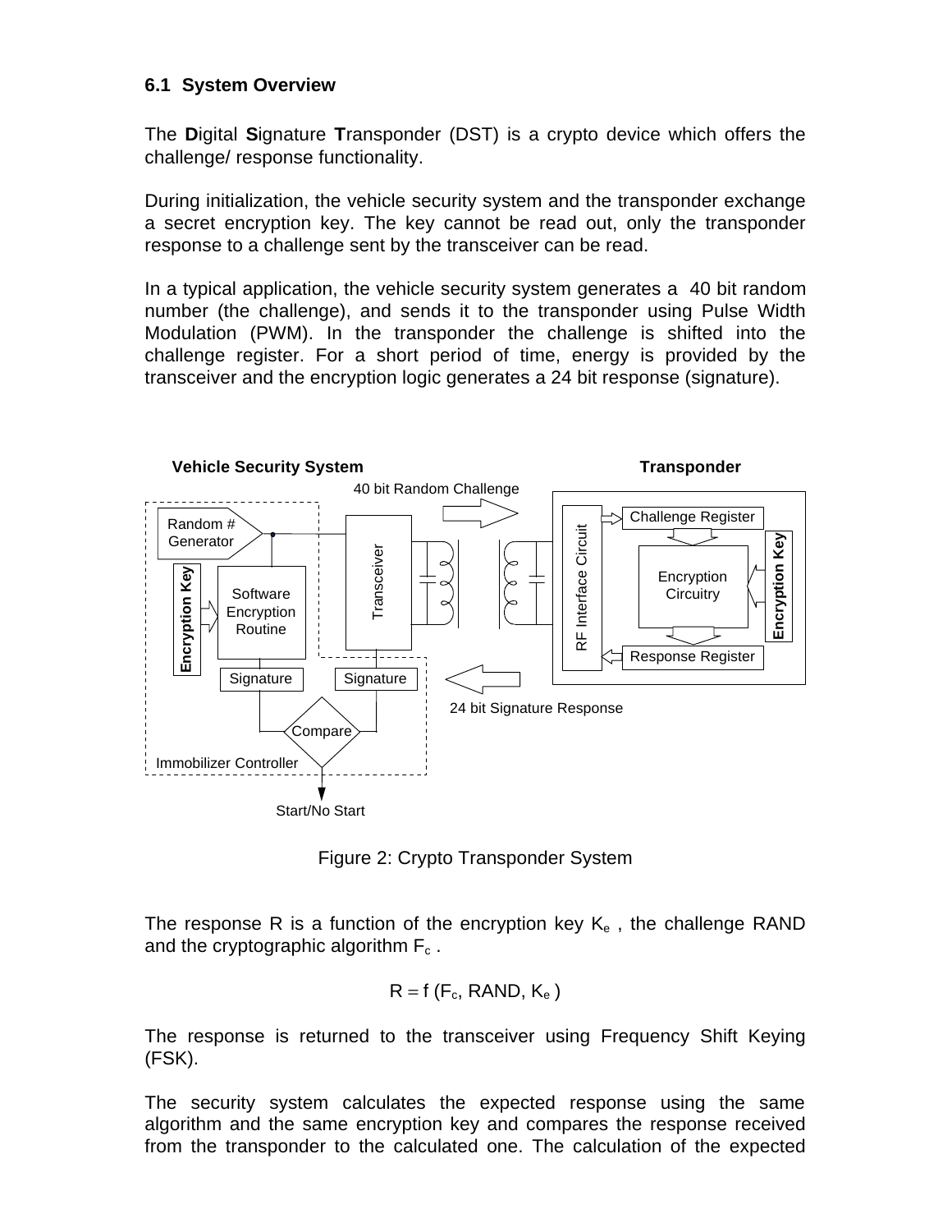### 6.1 System Overview

The **D**igital **S**ignature **T**ransponder (DST) is a crypto device which offers the challenge/ response functionality.

During initialization, the vehicle security system and the transponder exchange a secret encryption key. The key cannot be read out, only the transponder response to a challenge sent by the transceiver can be read.

In a typical application, the vehicle security system generates a 40 bit random number (the challenge), and sends it to the transponder using Pulse Width Modulation (PWM). In the transponder the challenge is shifted into the challenge register. For a short period of time, energy is provided by the transceiver and the encryption logic generates a 24 bit response (signature).

Figure 2: Crypto Transponder System

The response R is a function of the encryption key $K_e$ , the challenge RAND and the cryptographic algorithm $F_c$ .

$$R = f\,(F_c,\ RAND,\ K_e\,)$$

The response is returned to the transceiver using Frequency Shift Keying (FSK).

The security system calculates the expected response using the same algorithm and the same encryption key and compares the response received from the transponder to the calculated one. The calculation of the expected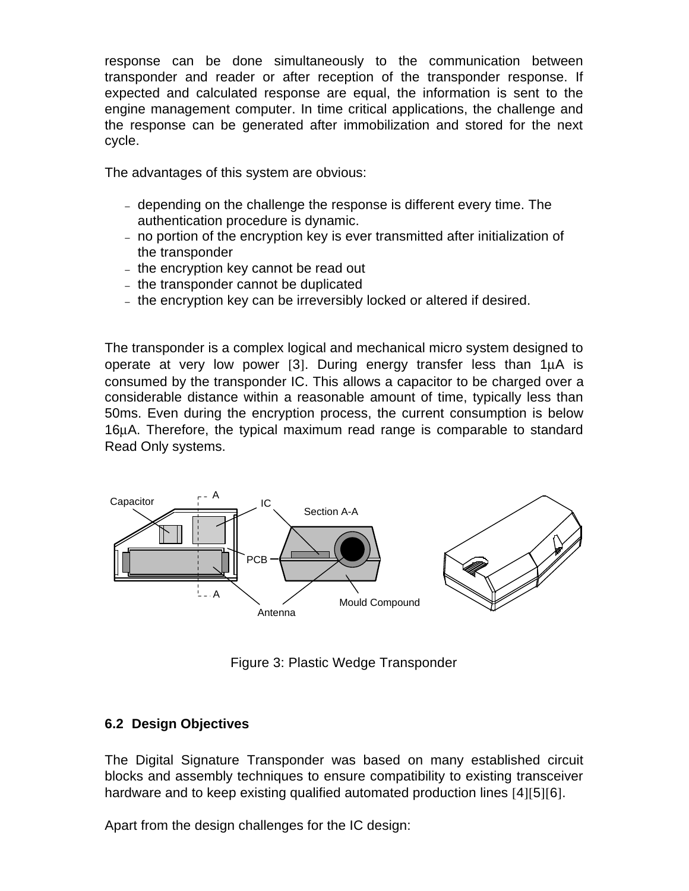response can be done simultaneously to the communication between transponder and reader or after reception of the transponder response. If expected and calculated response are equal, the information is sent to the engine management computer. In time critical applications, the challenge and the response can be generated after immobilization and stored for the next cycle.

The advantages of this system are obvious:

- depending on the challenge the response is different every time. The authentication procedure is dynamic.
- no portion of the encryption key is ever transmitted after initialization of the transponder
- the encryption key cannot be read out
- the transponder cannot be duplicated
- the encryption key can be irreversibly locked or altered if desired.

The transponder is a complex logical and mechanical micro system designed to operate at very low power [3]. During energy transfer less than 1μA is consumed by the transponder IC. This allows a capacitor to be charged over a considerable distance within a reasonable amount of time, typically less than 50ms. Even during the encryption process, the current consumption is below 16μA. Therefore, the typical maximum read range is comparable to standard Read Only systems.

Figure 3: Plastic Wedge Transponder

## 6.2 Design Objectives

The Digital Signature Transponder was based on many established circuit blocks and assembly techniques to ensure compatibility to existing transceiver hardware and to keep existing qualified automated production lines [4][5][6].

Apart from the design challenges for the IC design: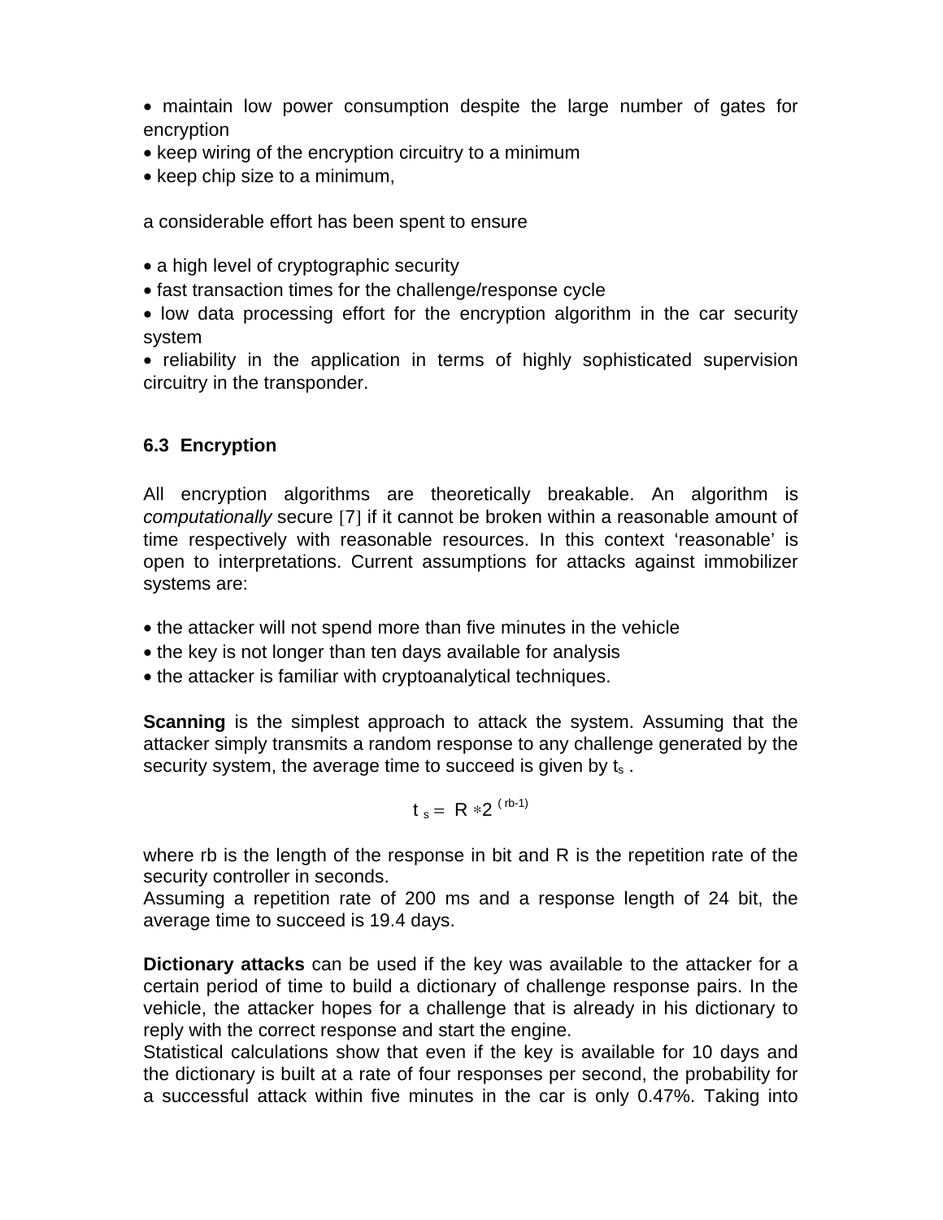- maintain low power consumption despite the large number of gates for encryption
- keep wiring of the encryption circuitry to a minimum
- keep chip size to a minimum,

a considerable effort has been spent to ensure

- a high level of cryptographic security
- fast transaction times for the challenge/response cycle
- low data processing effort for the encryption algorithm in the car security system
- reliability in the application in terms of highly sophisticated supervision circuitry in the transponder.

### 6.3 Encryption

All encryption algorithms are theoretically breakable. An algorithm is *computationally* secure [7] if it cannot be broken within a reasonable amount of time respectively with reasonable resources. In this context 'reasonable' is open to interpretations. Current assumptions for attacks against immobilizer systems are:

- the attacker will not spend more than five minutes in the vehicle
- the key is not longer than ten days available for analysis
- the attacker is familiar with cryptoanalytical techniques.

**Scanning** is the simplest approach to attack the system. Assuming that the attacker simply transmits a random response to any challenge generated by the security system, the average time to succeed is given by $t_s$ .

$$t_s = R * 2^{(rb-1)}$$

where rb is the length of the response in bit and R is the repetition rate of the security controller in seconds.
Assuming a repetition rate of 200 ms and a response length of 24 bit, the average time to succeed is 19.4 days.

**Dictionary attacks** can be used if the key was available to the attacker for a certain period of time to build a dictionary of challenge response pairs. In the vehicle, the attacker hopes for a challenge that is already in his dictionary to reply with the correct response and start the engine.
Statistical calculations show that even if the key is available for 10 days and the dictionary is built at a rate of four responses per second, the probability for a successful attack within five minutes in the car is only 0.47%. Taking into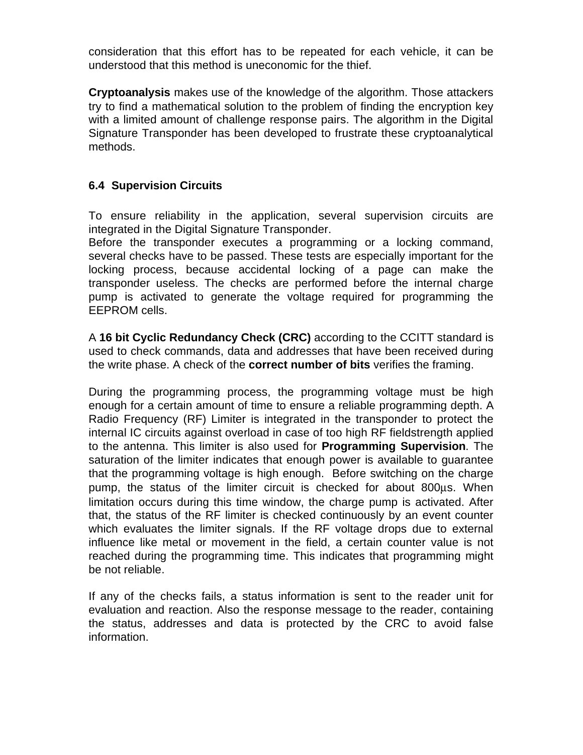consideration that this effort has to be repeated for each vehicle, it can be understood that this method is uneconomic for the thief.

**Cryptoanalysis** makes use of the knowledge of the algorithm. Those attackers try to find a mathematical solution to the problem of finding the encryption key with a limited amount of challenge response pairs. The algorithm in the Digital Signature Transponder has been developed to frustrate these cryptoanalytical methods.

### 6.4 Supervision Circuits

To ensure reliability in the application, several supervision circuits are integrated in the Digital Signature Transponder.
Before the transponder executes a programming or a locking command, several checks have to be passed. These tests are especially important for the locking process, because accidental locking of a page can make the transponder useless. The checks are performed before the internal charge pump is activated to generate the voltage required for programming the EEPROM cells.

A **16 bit Cyclic Redundancy Check (CRC)** according to the CCITT standard is used to check commands, data and addresses that have been received during the write phase. A check of the **correct number of bits** verifies the framing.

During the programming process, the programming voltage must be high enough for a certain amount of time to ensure a reliable programming depth. A Radio Frequency (RF) Limiter is integrated in the transponder to protect the internal IC circuits against overload in case of too high RF fieldstrength applied to the antenna. This limiter is also used for **Programming Supervision**. The saturation of the limiter indicates that enough power is available to guarantee that the programming voltage is high enough. Before switching on the charge pump, the status of the limiter circuit is checked for about 800µs. When limitation occurs during this time window, the charge pump is activated. After that, the status of the RF limiter is checked continuously by an event counter which evaluates the limiter signals. If the RF voltage drops due to external influence like metal or movement in the field, a certain counter value is not reached during the programming time. This indicates that programming might be not reliable.

If any of the checks fails, a status information is sent to the reader unit for evaluation and reaction. Also the response message to the reader, containing the status, addresses and data is protected by the CRC to avoid false information.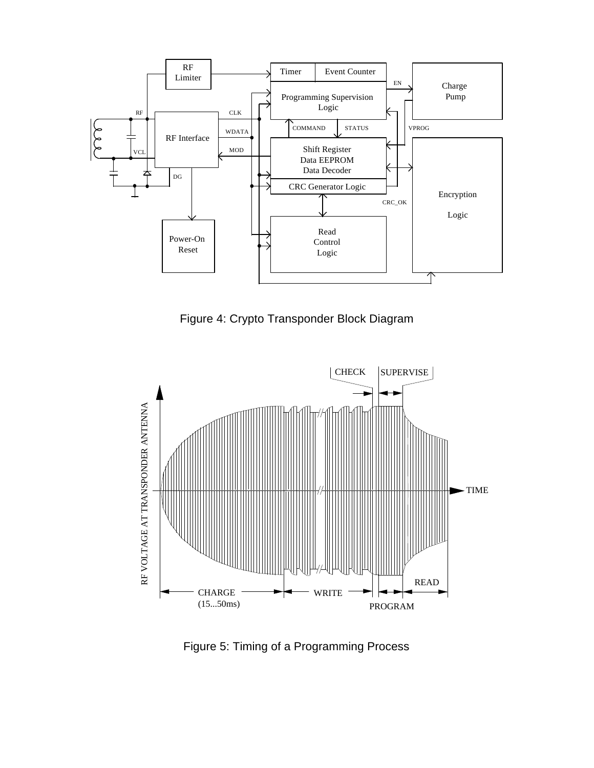Figure 4: Crypto Transponder Block Diagram

Figure 5: Timing of a Programming Process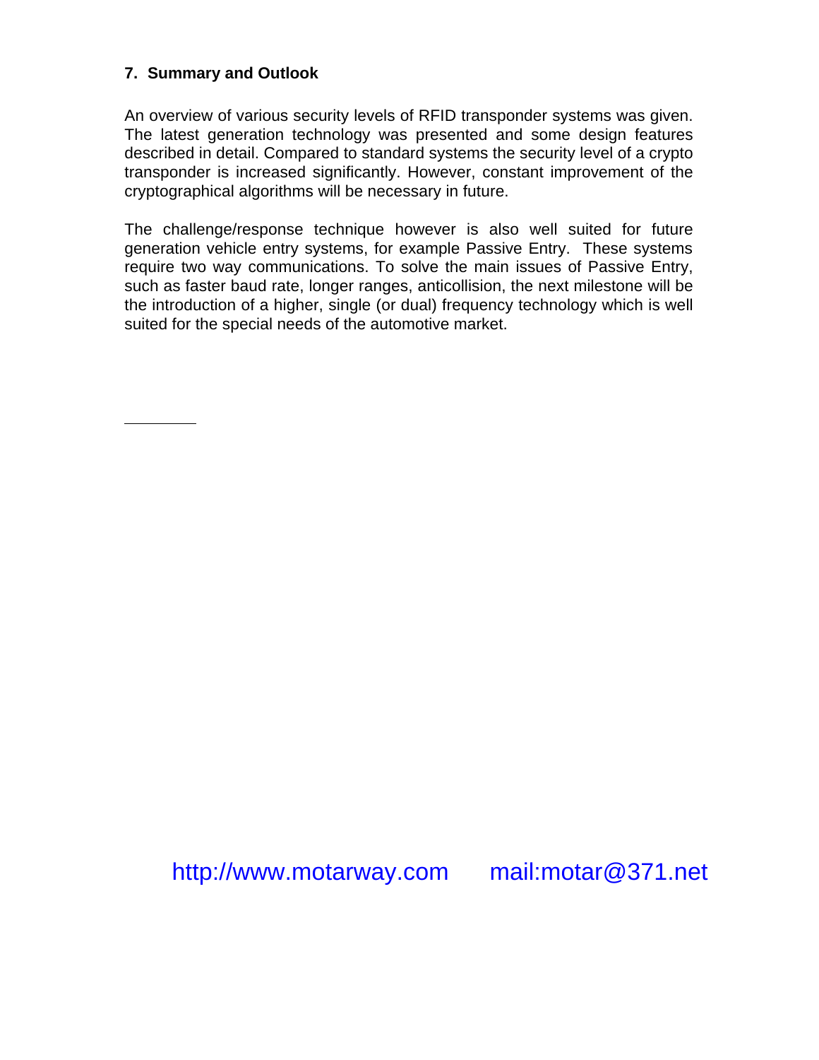## 7. Summary and Outlook

An overview of various security levels of RFID transponder systems was given. The latest generation technology was presented and some design features described in detail. Compared to standard systems the security level of a crypto transponder is increased significantly. However, constant improvement of the cryptographical algorithms will be necessary in future.

The challenge/response technique however is also well suited for future generation vehicle entry systems, for example Passive Entry. These systems require two way communications. To solve the main issues of Passive Entry, such as faster baud rate, longer ranges, anticollision, the next milestone will be the introduction of a higher, single (or dual) frequency technology which is well suited for the special needs of the automotive market.

---

http://www.motarway.com mail:motar@371.net